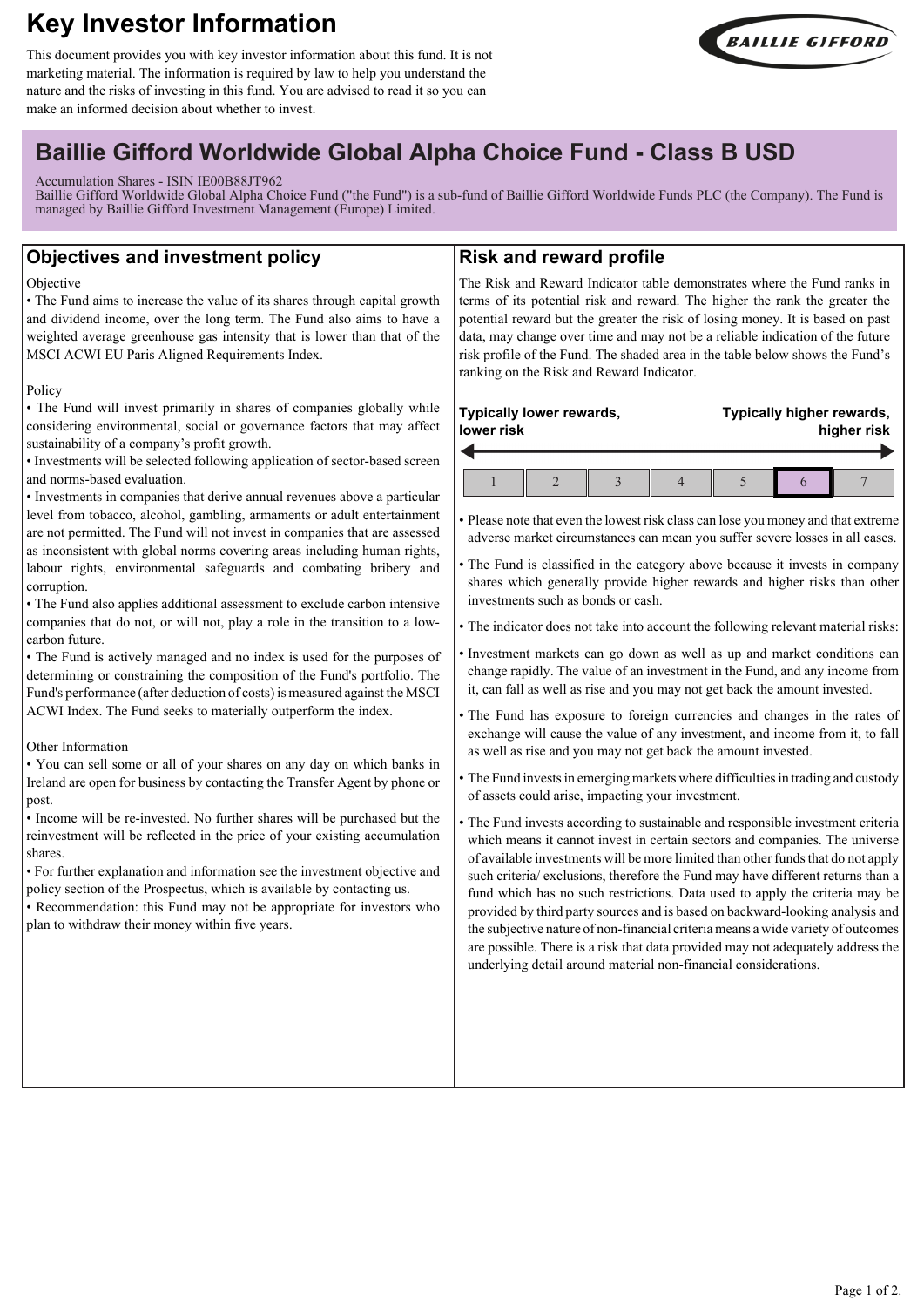# Key Investor Information

This document provides you with key investor information about this fund. It is not marketing material. The information is required by law to help you understand the nature and the risks of investing in this fund. You are advised to read it so you can make an informed decision about whether to invest.

BAILLIE GIFFORD

## Baillie Gifford Worldwide Global Alpha Choice Fund - Class B USD

Accumulation Shares - ISIN IE00B88JT962
Baillie Gifford Worldwide Global Alpha Choice Fund ("the Fund") is a sub-fund of Baillie Gifford Worldwide Funds PLC (the Company). The Fund is managed by Baillie Gifford Investment Management (Europe) Limited.

## Objectives and investment policy

Objective

- The Fund aims to increase the value of its shares through capital growth and dividend income, over the long term. The Fund also aims to have a weighted average greenhouse gas intensity that is lower than that of the MSCI ACWI EU Paris Aligned Requirements Index.

Policy

- The Fund will invest primarily in shares of companies globally while considering environmental, social or governance factors that may affect sustainability of a company's profit growth.
- Investments will be selected following application of sector-based screen and norms-based evaluation.
- Investments in companies that derive annual revenues above a particular level from tobacco, alcohol, gambling, armaments or adult entertainment are not permitted. The Fund will not invest in companies that are assessed as inconsistent with global norms covering areas including human rights, labour rights, environmental safeguards and combating bribery and corruption.
- The Fund also applies additional assessment to exclude carbon intensive companies that do not, or will not, play a role in the transition to a low-carbon future.
- The Fund is actively managed and no index is used for the purposes of determining or constraining the composition of the Fund's portfolio. The Fund's performance (after deduction of costs) is measured against the MSCI ACWI Index. The Fund seeks to materially outperform the index.

Other Information

- You can sell some or all of your shares on any day on which banks in Ireland are open for business by contacting the Transfer Agent by phone or post.
- Income will be re-invested. No further shares will be purchased but the reinvestment will be reflected in the price of your existing accumulation shares.
- For further explanation and information see the investment objective and policy section of the Prospectus, which is available by contacting us.
- Recommendation: this Fund may not be appropriate for investors who plan to withdraw their money within five years.

## Risk and reward profile

The Risk and Reward Indicator table demonstrates where the Fund ranks in terms of its potential risk and reward. The higher the rank the greater the potential reward but the greater the risk of losing money. It is based on past data, may change over time and may not be a reliable indication of the future risk profile of the Fund. The shaded area in the table below shows the Fund's ranking on the Risk and Reward Indicator.

**Typically lower rewards, lower risk** ← → **Typically higher rewards, higher risk**

| 1 | 2 | 3 | 4 | 5 | **6** | 7 |
|---|---|---|---|---|---|---|

- Please note that even the lowest risk class can lose you money and that extreme adverse market circumstances can mean you suffer severe losses in all cases.
- The Fund is classified in the category above because it invests in company shares which generally provide higher rewards and higher risks than other investments such as bonds or cash.
- The indicator does not take into account the following relevant material risks:
- Investment markets can go down as well as up and market conditions can change rapidly. The value of an investment in the Fund, and any income from it, can fall as well as rise and you may not get back the amount invested.
- The Fund has exposure to foreign currencies and changes in the rates of exchange will cause the value of any investment, and income from it, to fall as well as rise and you may not get back the amount invested.
- The Fund invests in emerging markets where difficulties in trading and custody of assets could arise, impacting your investment.
- The Fund invests according to sustainable and responsible investment criteria which means it cannot invest in certain sectors and companies. The universe of available investments will be more limited than other funds that do not apply such criteria/ exclusions, therefore the Fund may have different returns than a fund which has no such restrictions. Data used to apply the criteria may be provided by third party sources and is based on backward-looking analysis and the subjective nature of non-financial criteria means a wide variety of outcomes are possible. There is a risk that data provided may not adequately address the underlying detail around material non-financial considerations.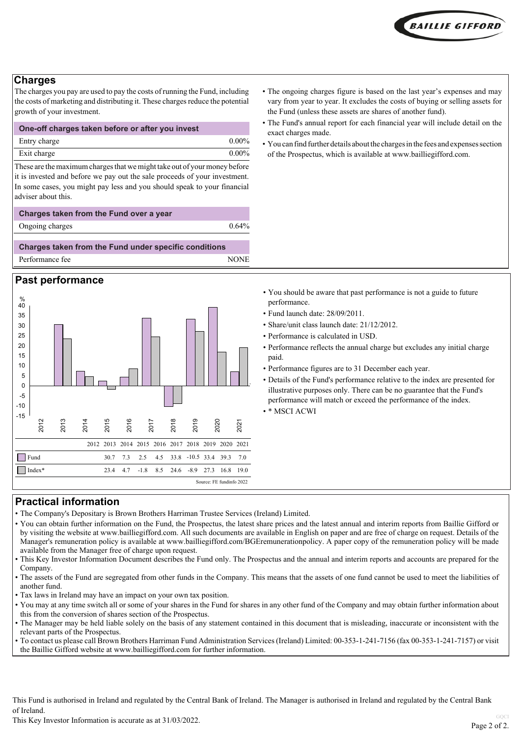## Charges

The charges you pay are used to pay the costs of running the Fund, including the costs of marketing and distributing it. These charges reduce the potential growth of your investment.

| One-off charges taken before or after you invest | |
|---|---|
| Entry charge | 0.00% |
| Exit charge | 0.00% |

These are the maximum charges that we might take out of your money before it is invested and before we pay out the sale proceeds of your investment. In some cases, you might pay less and you should speak to your financial adviser about this.

| Charges taken from the Fund over a year | |
|---|---|
| Ongoing charges | 0.64% |

| Charges taken from the Fund under specific conditions | |
|---|---|
| Performance fee | NONE |

- The ongoing charges figure is based on the last year's expenses and may vary from year to year. It excludes the costs of buying or selling assets for the Fund (unless these assets are shares of another fund).
- The Fund's annual report for each financial year will include detail on the exact charges made.
- You can find further details about the charges in the fees and expenses section of the Prospectus, which is available at www.bailliegifford.com.

## Past performance

%
40
35
30
25
20
15
10
5
0
-5
-10
-15

2012 2013 2014 2015 2016 2017 2018 2019 2020 2021

| | 2012 | 2013 | 2014 | 2015 | 2016 | 2017 | 2018 | 2019 | 2020 | 2021 |
|---|---|---|---|---|---|---|---|---|---|---|
| Fund | | 30.7 | 7.3 | 2.5 | 4.5 | 33.8 | -10.5 | 33.4 | 39.3 | 7.0 |
| Index* | | 23.4 | 4.7 | -1.8 | 8.5 | 24.6 | -8.9 | 27.3 | 16.8 | 19.0 |

Source: FE fundinfo 2022

- You should be aware that past performance is not a guide to future performance.
- Fund launch date: 28/09/2011.
- Share/unit class launch date: 21/12/2012.
- Performance is calculated in USD.
- Performance reflects the annual charge but excludes any initial charge paid.
- Performance figures are to 31 December each year.
- Details of the Fund's performance relative to the index are presented for illustrative purposes only. There can be no guarantee that the Fund's performance will match or exceed the performance of the index.
- * MSCI ACWI

## Practical information

- The Company's Depositary is Brown Brothers Harriman Trustee Services (Ireland) Limited.
- You can obtain further information on the Fund, the Prospectus, the latest share prices and the latest annual and interim reports from Baillie Gifford or by visiting the website at www.bailliegifford.com. All such documents are available in English on paper and are free of charge on request. Details of the Manager's remuneration policy is available at www.bailliegifford.com/BGEremunerationpolicy. A paper copy of the remuneration policy will be made available from the Manager free of charge upon request.
- This Key Investor Information Document describes the Fund only. The Prospectus and the annual and interim reports and accounts are prepared for the Company.
- The assets of the Fund are segregated from other funds in the Company. This means that the assets of one fund cannot be used to meet the liabilities of another fund.
- Tax laws in Ireland may have an impact on your own tax position.
- You may at any time switch all or some of your shares in the Fund for shares in any other fund of the Company and may obtain further information about this from the conversion of shares section of the Prospectus.
- The Manager may be held liable solely on the basis of any statement contained in this document that is misleading, inaccurate or inconsistent with the relevant parts of the Prospectus.
- To contact us please call Brown Brothers Harriman Fund Administration Services (Ireland) Limited: 00-353-1-241-7156 (fax 00-353-1-241-7157) or visit the Baillie Gifford website at www.bailliegifford.com for further information.

This Fund is authorised in Ireland and regulated by the Central Bank of Ireland. The Manager is authorised in Ireland and regulated by the Central Bank of Ireland.

This Key Investor Information is accurate as at 31/03/2022.